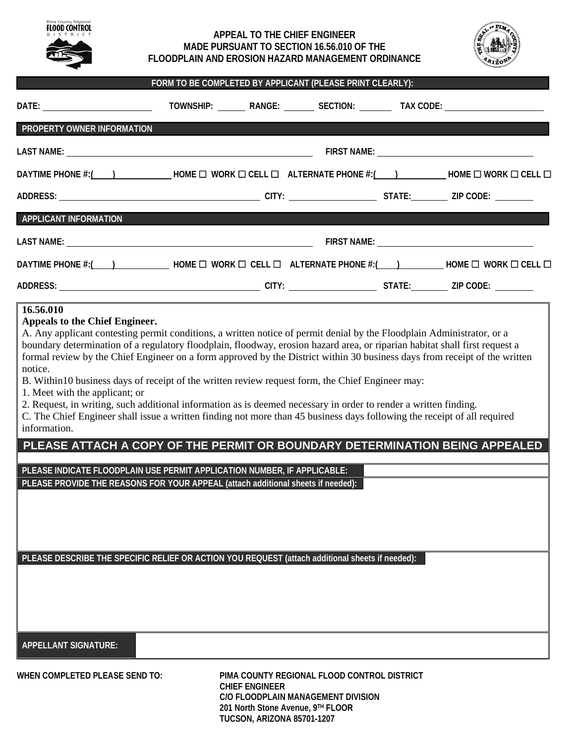Pima County Regional FLOOD CONTROL DISTRICT

# APPEAL TO THE CHIEF ENGINEER MADE PURSUANT TO SECTION 16.56.010 OF THE FLOODPLAIN AND EROSION HAZARD MANAGEMENT ORDINANCE

**FORM TO BE COMPLETED BY APPLICANT (PLEASE PRINT CLEARLY):**

DATE: ____________ TOWNSHIP: ______ RANGE: ______ SECTION: ______ TAX CODE: ____________

**PROPERTY OWNER INFORMATION**

LAST NAME: ____________________ FIRST NAME: ____________________

DAYTIME PHONE #:(____) __________ HOME ☐ WORK ☐ CELL ☐ ALTERNATE PHONE #:(____) __________ HOME ☐ WORK ☐ CELL ☐

ADDRESS: ____________________ CITY: __________ STATE: ______ ZIP CODE: ______

**APPLICANT INFORMATION**

LAST NAME: ____________________ FIRST NAME: ____________________

DAYTIME PHONE #:(____) __________ HOME ☐ WORK ☐ CELL ☐ ALTERNATE PHONE #:(____) __________ HOME ☐ WORK ☐ CELL ☐

ADDRESS: ____________________ CITY: __________ STATE: ______ ZIP CODE: ______

**16.56.010**
**Appeals to the Chief Engineer.**

A. Any applicant contesting permit conditions, a written notice of permit denial by the Floodplain Administrator, or a boundary determination of a regulatory floodplain, floodway, erosion hazard area, or riparian habitat shall first request a formal review by the Chief Engineer on a form approved by the District within 30 business days from receipt of the written notice.

B. Within10 business days of receipt of the written review request form, the Chief Engineer may:

1. Meet with the applicant; or
2. Request, in writing, such additional information as is deemed necessary in order to render a written finding.

C. The Chief Engineer shall issue a written finding not more than 45 business days following the receipt of all required information.

**PLEASE ATTACH A COPY OF THE PERMIT OR BOUNDARY DETERMINATION BEING APPEALED**

**PLEASE INDICATE FLOODPLAIN USE PERMIT APPLICATION NUMBER, IF APPLICABLE:** ____________

**PLEASE PROVIDE THE REASONS FOR YOUR APPEAL (attach additional sheets if needed):**

**PLEASE DESCRIBE THE SPECIFIC RELIEF OR ACTION YOU REQUEST (attach additional sheets if needed):**

**APPELLANT SIGNATURE:** ____________

**WHEN COMPLETED PLEASE SEND TO:**

**PIMA COUNTY REGIONAL FLOOD CONTROL DISTRICT**
**CHIEF ENGINEER**
**C/O FLOODPLAIN MANAGEMENT DIVISION**
**201 North Stone Avenue, 9TH FLOOR**
**TUCSON, ARIZONA 85701-1207**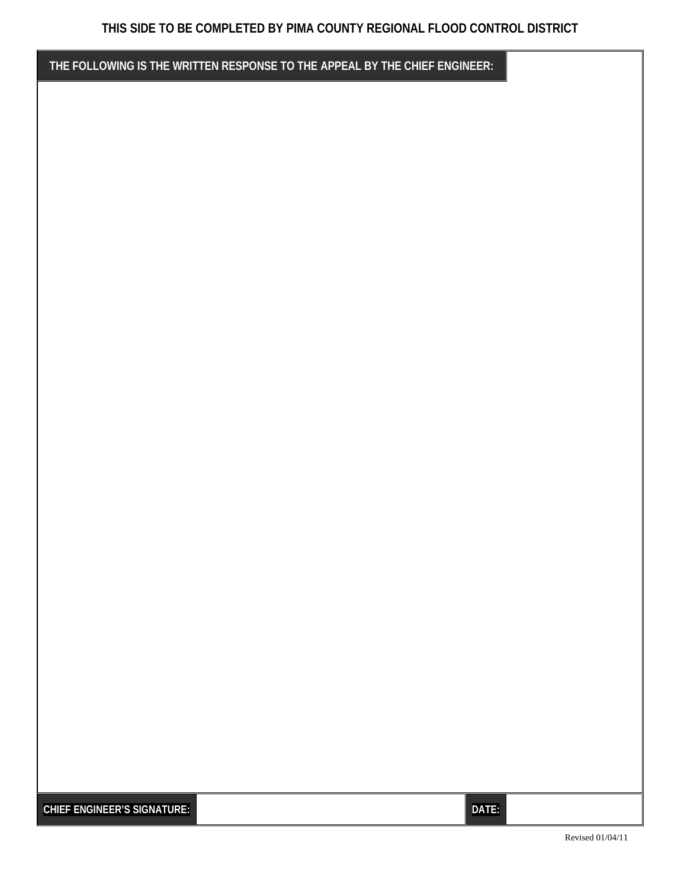**THIS SIDE TO BE COMPLETED BY PIMA COUNTY REGIONAL FLOOD CONTROL DISTRICT**

| THE FOLLOWING IS THE WRITTEN RESPONSE TO THE APPEAL BY THE CHIEF ENGINEER: | |
|---|---|
| | |

| CHIEF ENGINEER'S SIGNATURE: | | DATE: | |
|---|---|---|---|

Revised 01/04/11